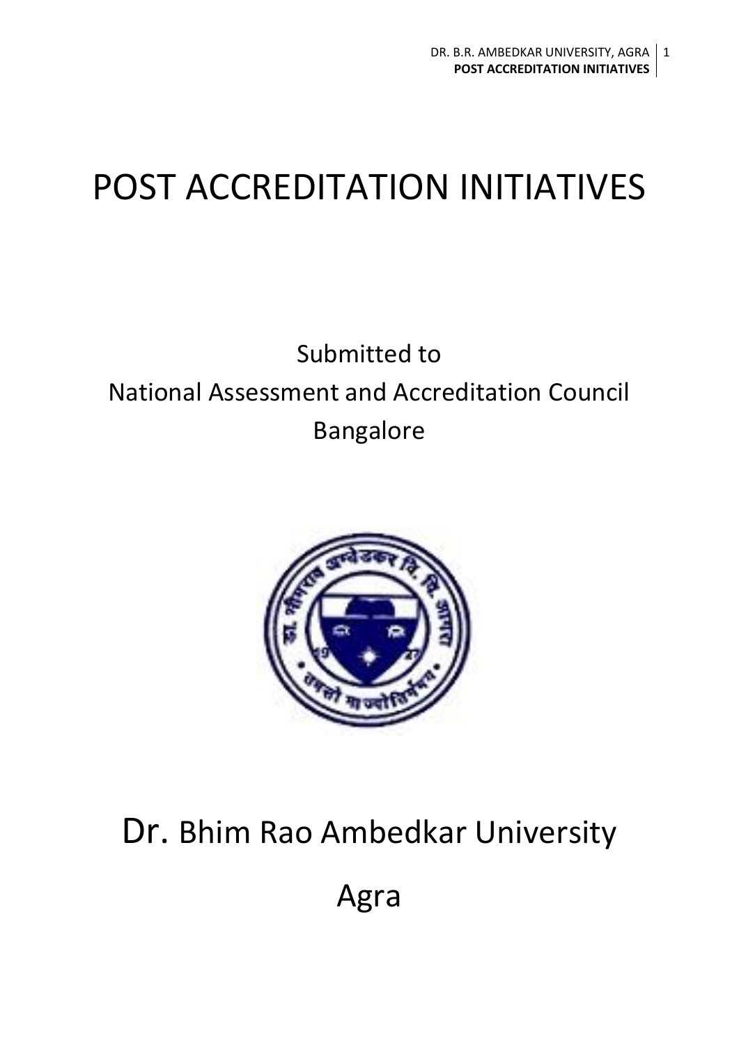# POST ACCREDITATION INITIATIVES

Submitted to

National Assessment and Accreditation Council

Bangalore

Dr. Bhim Rao Ambedkar University

Agra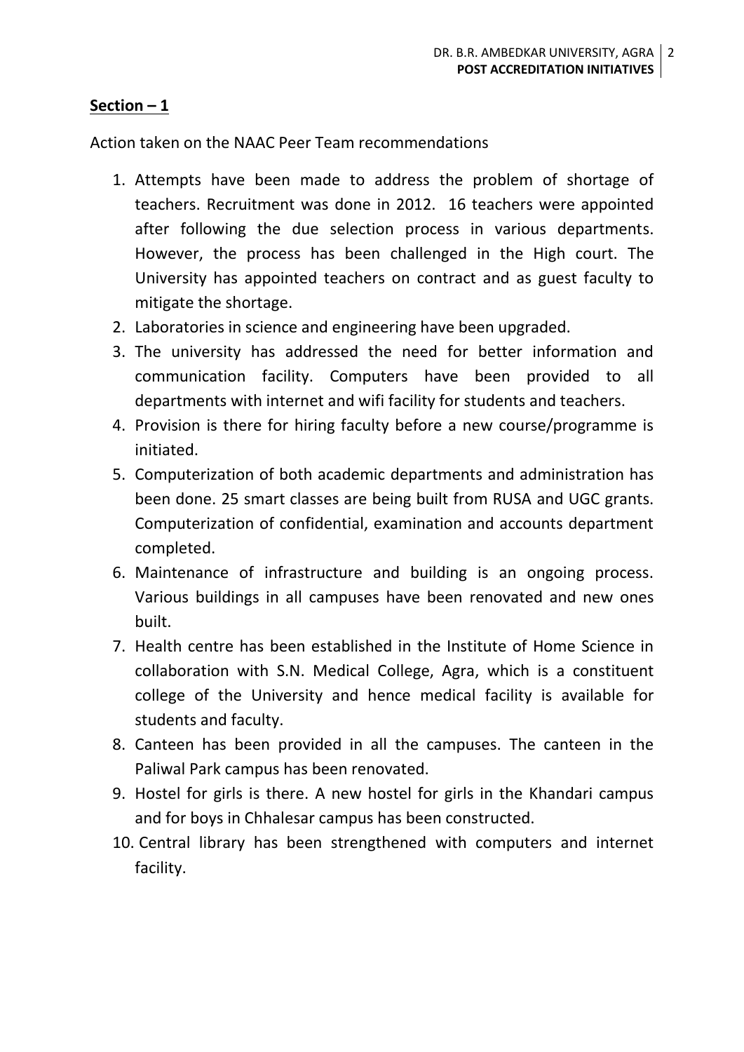**Section – 1**

Action taken on the NAAC Peer Team recommendations

1. Attempts have been made to address the problem of shortage of teachers. Recruitment was done in 2012. 16 teachers were appointed after following the due selection process in various departments. However, the process has been challenged in the High court. The University has appointed teachers on contract and as guest faculty to mitigate the shortage.
2. Laboratories in science and engineering have been upgraded.
3. The university has addressed the need for better information and communication facility. Computers have been provided to all departments with internet and wifi facility for students and teachers.
4. Provision is there for hiring faculty before a new course/programme is initiated.
5. Computerization of both academic departments and administration has been done. 25 smart classes are being built from RUSA and UGC grants. Computerization of confidential, examination and accounts department completed.
6. Maintenance of infrastructure and building is an ongoing process. Various buildings in all campuses have been renovated and new ones built.
7. Health centre has been established in the Institute of Home Science in collaboration with S.N. Medical College, Agra, which is a constituent college of the University and hence medical facility is available for students and faculty.
8. Canteen has been provided in all the campuses. The canteen in the Paliwal Park campus has been renovated.
9. Hostel for girls is there. A new hostel for girls in the Khandari campus and for boys in Chhalesar campus has been constructed.
10. Central library has been strengthened with computers and internet facility.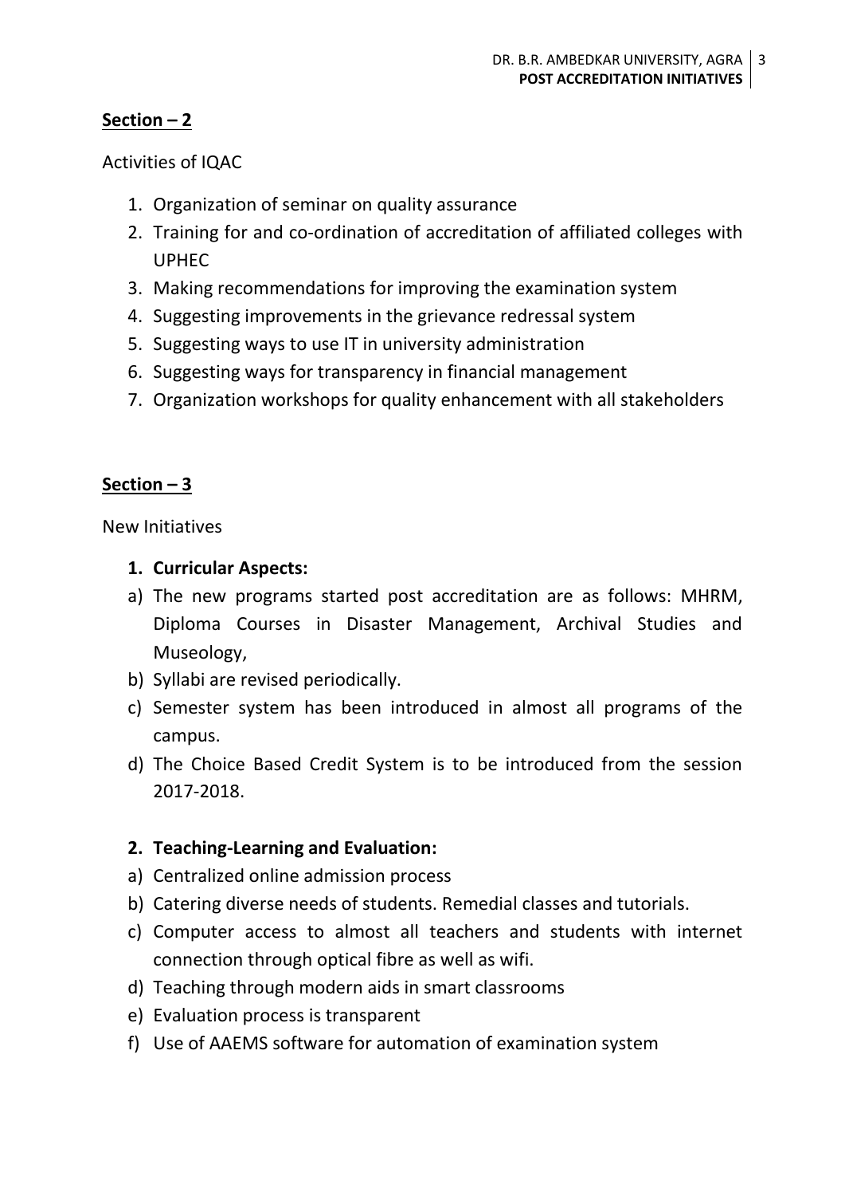## Section – 2

Activities of IQAC

1. Organization of seminar on quality assurance
2. Training for and co-ordination of accreditation of affiliated colleges with UPHEC
3. Making recommendations for improving the examination system
4. Suggesting improvements in the grievance redressal system
5. Suggesting ways to use IT in university administration
6. Suggesting ways for transparency in financial management
7. Organization workshops for quality enhancement with all stakeholders

## Section – 3

New Initiatives

**1. Curricular Aspects:**

a) The new programs started post accreditation are as follows: MHRM, Diploma Courses in Disaster Management, Archival Studies and Museology,

b) Syllabi are revised periodically.

c) Semester system has been introduced in almost all programs of the campus.

d) The Choice Based Credit System is to be introduced from the session 2017-2018.

**2. Teaching-Learning and Evaluation:**

a) Centralized online admission process

b) Catering diverse needs of students. Remedial classes and tutorials.

c) Computer access to almost all teachers and students with internet connection through optical fibre as well as wifi.

d) Teaching through modern aids in smart classrooms

e) Evaluation process is transparent

f) Use of AAEMS software for automation of examination system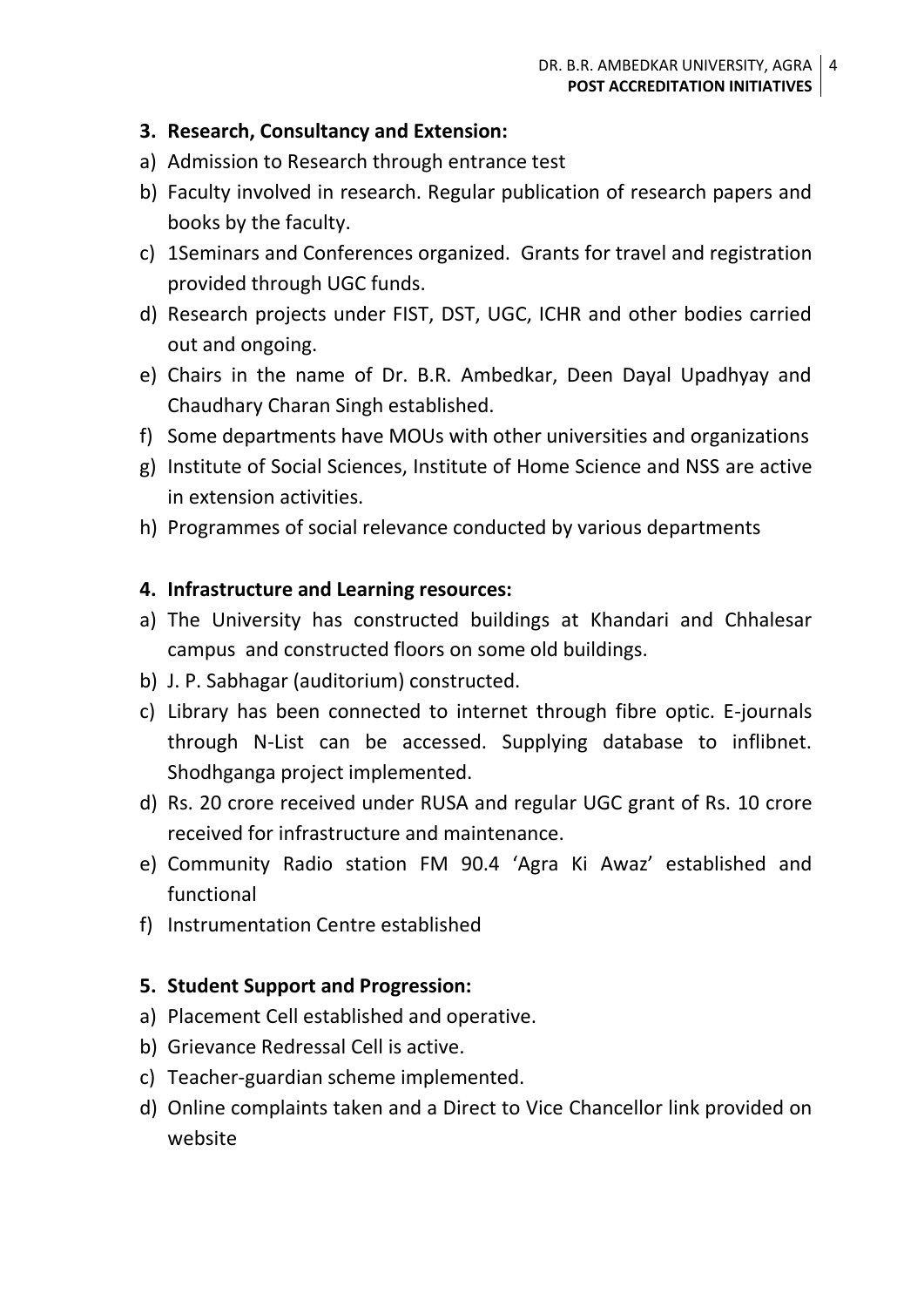**3. Research, Consultancy and Extension:**

a) Admission to Research through entrance test
b) Faculty involved in research. Regular publication of research papers and books by the faculty.
c) 1Seminars and Conferences organized. Grants for travel and registration provided through UGC funds.
d) Research projects under FIST, DST, UGC, ICHR and other bodies carried out and ongoing.
e) Chairs in the name of Dr. B.R. Ambedkar, Deen Dayal Upadhyay and Chaudhary Charan Singh established.
f) Some departments have MOUs with other universities and organizations
g) Institute of Social Sciences, Institute of Home Science and NSS are active in extension activities.
h) Programmes of social relevance conducted by various departments

**4. Infrastructure and Learning resources:**

a) The University has constructed buildings at Khandari and Chhalesar campus and constructed floors on some old buildings.
b) J. P. Sabhagar (auditorium) constructed.
c) Library has been connected to internet through fibre optic. E-journals through N-List can be accessed. Supplying database to inflibnet. Shodhganga project implemented.
d) Rs. 20 crore received under RUSA and regular UGC grant of Rs. 10 crore received for infrastructure and maintenance.
e) Community Radio station FM 90.4 'Agra Ki Awaz' established and functional
f) Instrumentation Centre established

**5. Student Support and Progression:**

a) Placement Cell established and operative.
b) Grievance Redressal Cell is active.
c) Teacher-guardian scheme implemented.
d) Online complaints taken and a Direct to Vice Chancellor link provided on website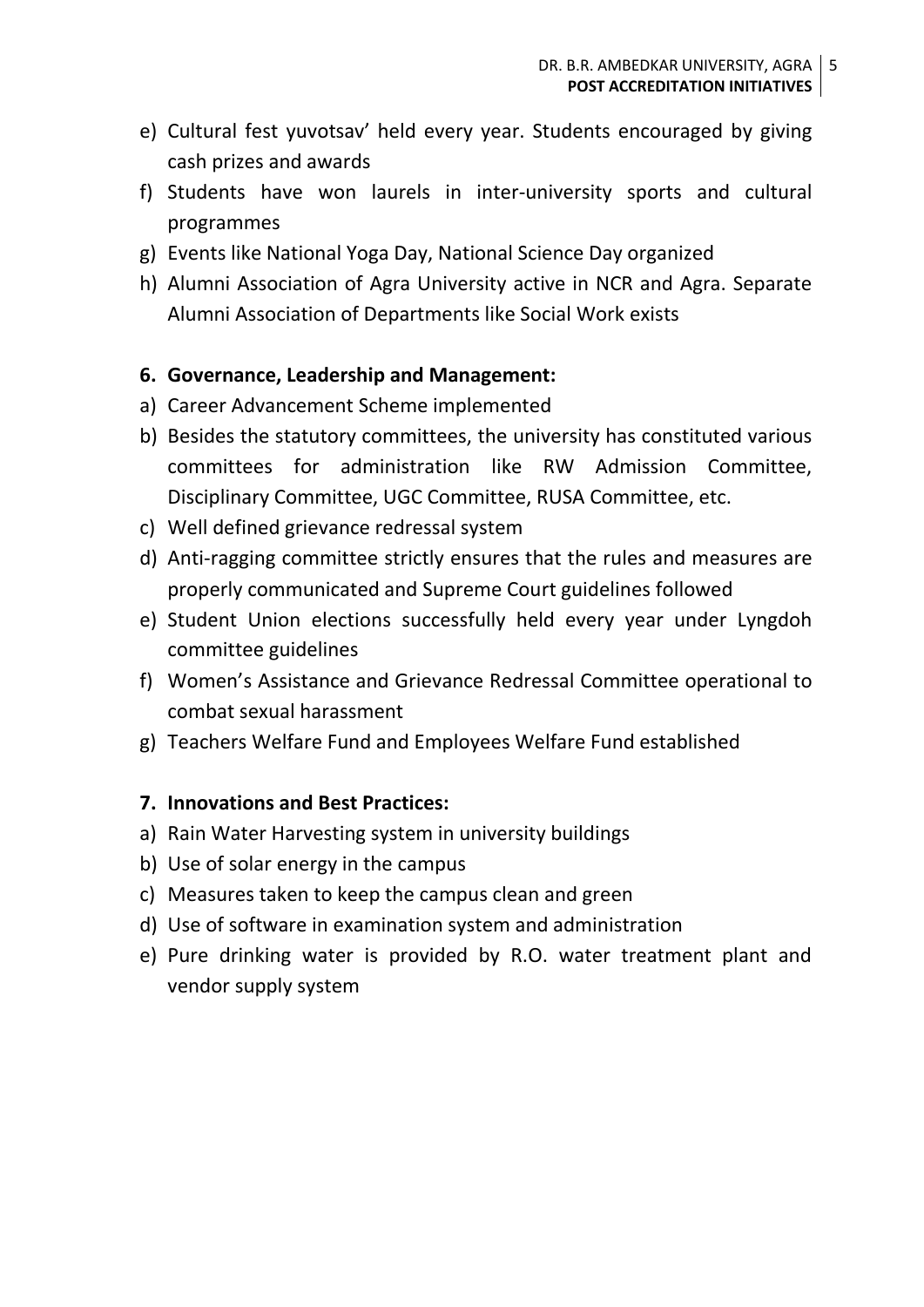e) Cultural fest yuvotsav' held every year. Students encouraged by giving cash prizes and awards

f) Students have won laurels in inter-university sports and cultural programmes

g) Events like National Yoga Day, National Science Day organized

h) Alumni Association of Agra University active in NCR and Agra. Separate Alumni Association of Departments like Social Work exists

**6. Governance, Leadership and Management:**

a) Career Advancement Scheme implemented

b) Besides the statutory committees, the university has constituted various committees for administration like RW Admission Committee, Disciplinary Committee, UGC Committee, RUSA Committee, etc.

c) Well defined grievance redressal system

d) Anti-ragging committee strictly ensures that the rules and measures are properly communicated and Supreme Court guidelines followed

e) Student Union elections successfully held every year under Lyngdoh committee guidelines

f) Women's Assistance and Grievance Redressal Committee operational to combat sexual harassment

g) Teachers Welfare Fund and Employees Welfare Fund established

**7. Innovations and Best Practices:**

a) Rain Water Harvesting system in university buildings

b) Use of solar energy in the campus

c) Measures taken to keep the campus clean and green

d) Use of software in examination system and administration

e) Pure drinking water is provided by R.O. water treatment plant and vendor supply system